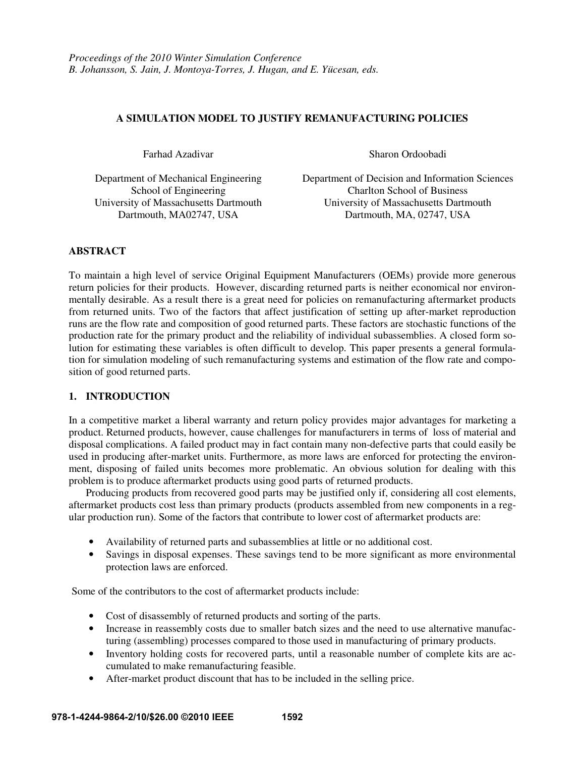*Proceedings of the 2010 Winter Simulation Conference*
*B. Johansson, S. Jain, J. Montoya-Torres, J. Hugan, and E. Yücesan, eds.*

# A SIMULATION MODEL TO JUSTIFY REMANUFACTURING POLICIES

Farhad Azadivar

Department of Mechanical Engineering
School of Engineering
University of Massachusetts Dartmouth
Dartmouth, MA02747, USA

Sharon Ordoobadi

Department of Decision and Information Sciences
Charlton School of Business
University of Massachusetts Dartmouth
Dartmouth, MA, 02747, USA

## ABSTRACT

To maintain a high level of service Original Equipment Manufacturers (OEMs) provide more generous return policies for their products. However, discarding returned parts is neither economical nor environmentally desirable. As a result there is a great need for policies on remanufacturing aftermarket products from returned units. Two of the factors that affect justification of setting up after-market reproduction runs are the flow rate and composition of good returned parts. These factors are stochastic functions of the production rate for the primary product and the reliability of individual subassemblies. A closed form solution for estimating these variables is often difficult to develop. This paper presents a general formulation for simulation modeling of such remanufacturing systems and estimation of the flow rate and composition of good returned parts.

## 1. INTRODUCTION

In a competitive market a liberal warranty and return policy provides major advantages for marketing a product. Returned products, however, cause challenges for manufacturers in terms of loss of material and disposal complications. A failed product may in fact contain many non-defective parts that could easily be used in producing after-market units. Furthermore, as more laws are enforced for protecting the environment, disposing of failed units becomes more problematic. An obvious solution for dealing with this problem is to produce aftermarket products using good parts of returned products.

Producing products from recovered good parts may be justified only if, considering all cost elements, aftermarket products cost less than primary products (products assembled from new components in a regular production run). Some of the factors that contribute to lower cost of aftermarket products are:

- Availability of returned parts and subassemblies at little or no additional cost.
- Savings in disposal expenses. These savings tend to be more significant as more environmental protection laws are enforced.

Some of the contributors to the cost of aftermarket products include:

- Cost of disassembly of returned products and sorting of the parts.
- Increase in reassembly costs due to smaller batch sizes and the need to use alternative manufacturing (assembling) processes compared to those used in manufacturing of primary products.
- Inventory holding costs for recovered parts, until a reasonable number of complete kits are accumulated to make remanufacturing feasible.
- After-market product discount that has to be included in the selling price.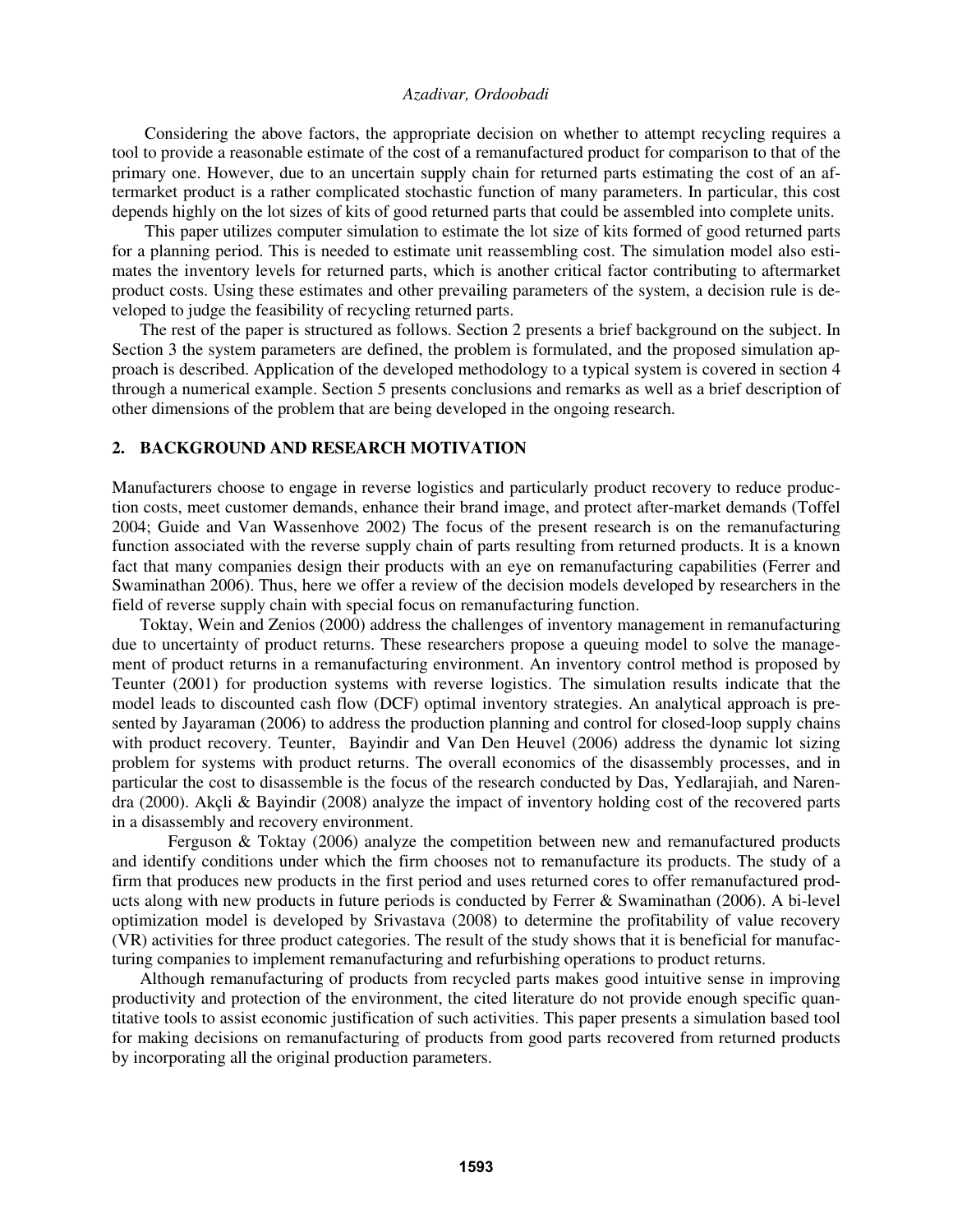Considering the above factors, the appropriate decision on whether to attempt recycling requires a tool to provide a reasonable estimate of the cost of a remanufactured product for comparison to that of the primary one. However, due to an uncertain supply chain for returned parts estimating the cost of an aftermarket product is a rather complicated stochastic function of many parameters. In particular, this cost depends highly on the lot sizes of kits of good returned parts that could be assembled into complete units.

This paper utilizes computer simulation to estimate the lot size of kits formed of good returned parts for a planning period. This is needed to estimate unit reassembling cost. The simulation model also estimates the inventory levels for returned parts, which is another critical factor contributing to aftermarket product costs. Using these estimates and other prevailing parameters of the system, a decision rule is developed to judge the feasibility of recycling returned parts.

The rest of the paper is structured as follows. Section 2 presents a brief background on the subject. In Section 3 the system parameters are defined, the problem is formulated, and the proposed simulation approach is described. Application of the developed methodology to a typical system is covered in section 4 through a numerical example. Section 5 presents conclusions and remarks as well as a brief description of other dimensions of the problem that are being developed in the ongoing research.

## 2. BACKGROUND AND RESEARCH MOTIVATION

Manufacturers choose to engage in reverse logistics and particularly product recovery to reduce production costs, meet customer demands, enhance their brand image, and protect after-market demands (Toffel 2004; Guide and Van Wassenhove 2002) The focus of the present research is on the remanufacturing function associated with the reverse supply chain of parts resulting from returned products. It is a known fact that many companies design their products with an eye on remanufacturing capabilities (Ferrer and Swaminathan 2006). Thus, here we offer a review of the decision models developed by researchers in the field of reverse supply chain with special focus on remanufacturing function.

Toktay, Wein and Zenios (2000) address the challenges of inventory management in remanufacturing due to uncertainty of product returns. These researchers propose a queuing model to solve the management of product returns in a remanufacturing environment. An inventory control method is proposed by Teunter (2001) for production systems with reverse logistics. The simulation results indicate that the model leads to discounted cash flow (DCF) optimal inventory strategies. An analytical approach is presented by Jayaraman (2006) to address the production planning and control for closed-loop supply chains with product recovery. Teunter, Bayindir and Van Den Heuvel (2006) address the dynamic lot sizing problem for systems with product returns. The overall economics of the disassembly processes, and in particular the cost to disassemble is the focus of the research conducted by Das, Yedlarajiah, and Narendra (2000). Akçli & Bayindir (2008) analyze the impact of inventory holding cost of the recovered parts in a disassembly and recovery environment.

Ferguson & Toktay (2006) analyze the competition between new and remanufactured products and identify conditions under which the firm chooses not to remanufacture its products. The study of a firm that produces new products in the first period and uses returned cores to offer remanufactured products along with new products in future periods is conducted by Ferrer & Swaminathan (2006). A bi-level optimization model is developed by Srivastava (2008) to determine the profitability of value recovery (VR) activities for three product categories. The result of the study shows that it is beneficial for manufacturing companies to implement remanufacturing and refurbishing operations to product returns.

Although remanufacturing of products from recycled parts makes good intuitive sense in improving productivity and protection of the environment, the cited literature do not provide enough specific quantitative tools to assist economic justification of such activities. This paper presents a simulation based tool for making decisions on remanufacturing of products from good parts recovered from returned products by incorporating all the original production parameters.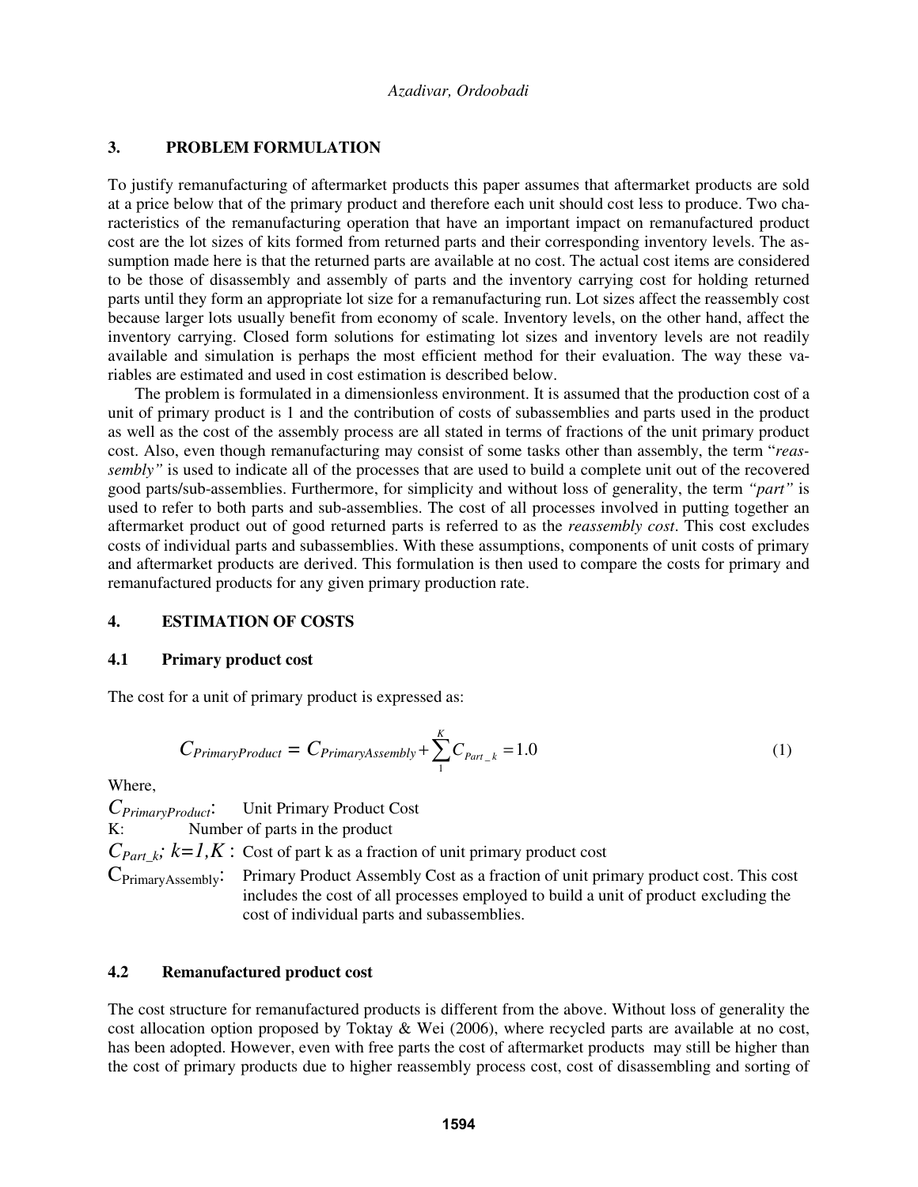## 3. PROBLEM FORMULATION

To justify remanufacturing of aftermarket products this paper assumes that aftermarket products are sold at a price below that of the primary product and therefore each unit should cost less to produce. Two characteristics of the remanufacturing operation that have an important impact on remanufactured product cost are the lot sizes of kits formed from returned parts and their corresponding inventory levels. The assumption made here is that the returned parts are available at no cost. The actual cost items are considered to be those of disassembly and assembly of parts and the inventory carrying cost for holding returned parts until they form an appropriate lot size for a remanufacturing run. Lot sizes affect the reassembly cost because larger lots usually benefit from economy of scale. Inventory levels, on the other hand, affect the inventory carrying. Closed form solutions for estimating lot sizes and inventory levels are not readily available and simulation is perhaps the most efficient method for their evaluation. The way these variables are estimated and used in cost estimation is described below.

The problem is formulated in a dimensionless environment. It is assumed that the production cost of a unit of primary product is 1 and the contribution of costs of subassemblies and parts used in the product as well as the cost of the assembly process are all stated in terms of fractions of the unit primary product cost. Also, even though remanufacturing may consist of some tasks other than assembly, the term "*reassembly"* is used to indicate all of the processes that are used to build a complete unit out of the recovered good parts/sub-assemblies. Furthermore, for simplicity and without loss of generality, the term *"part"* is used to refer to both parts and sub-assemblies. The cost of all processes involved in putting together an aftermarket product out of good returned parts is referred to as the *reassembly cost*. This cost excludes costs of individual parts and subassemblies. With these assumptions, components of unit costs of primary and aftermarket products are derived. This formulation is then used to compare the costs for primary and remanufactured products for any given primary production rate.

## 4. ESTIMATION OF COSTS

### 4.1 Primary product cost

The cost for a unit of primary product is expressed as:

$$C_{PrimaryProduct} = C_{PrimaryAssembly} + \sum_{1}^{K} C_{Part\_k} = 1.0 \tag{1}$$

Where,

$C_{PrimaryProduct}$: Unit Primary Product Cost

K: Number of parts in the product

$C_{Part\_k}$; $k=1,K$ : Cost of part k as a fraction of unit primary product cost

$C_{PrimaryAssembly}$: Primary Product Assembly Cost as a fraction of unit primary product cost. This cost includes the cost of all processes employed to build a unit of product excluding the cost of individual parts and subassemblies.

### 4.2 Remanufactured product cost

The cost structure for remanufactured products is different from the above. Without loss of generality the cost allocation option proposed by Toktay & Wei (2006), where recycled parts are available at no cost, has been adopted. However, even with free parts the cost of aftermarket products may still be higher than the cost of primary products due to higher reassembly process cost, cost of disassembling and sorting of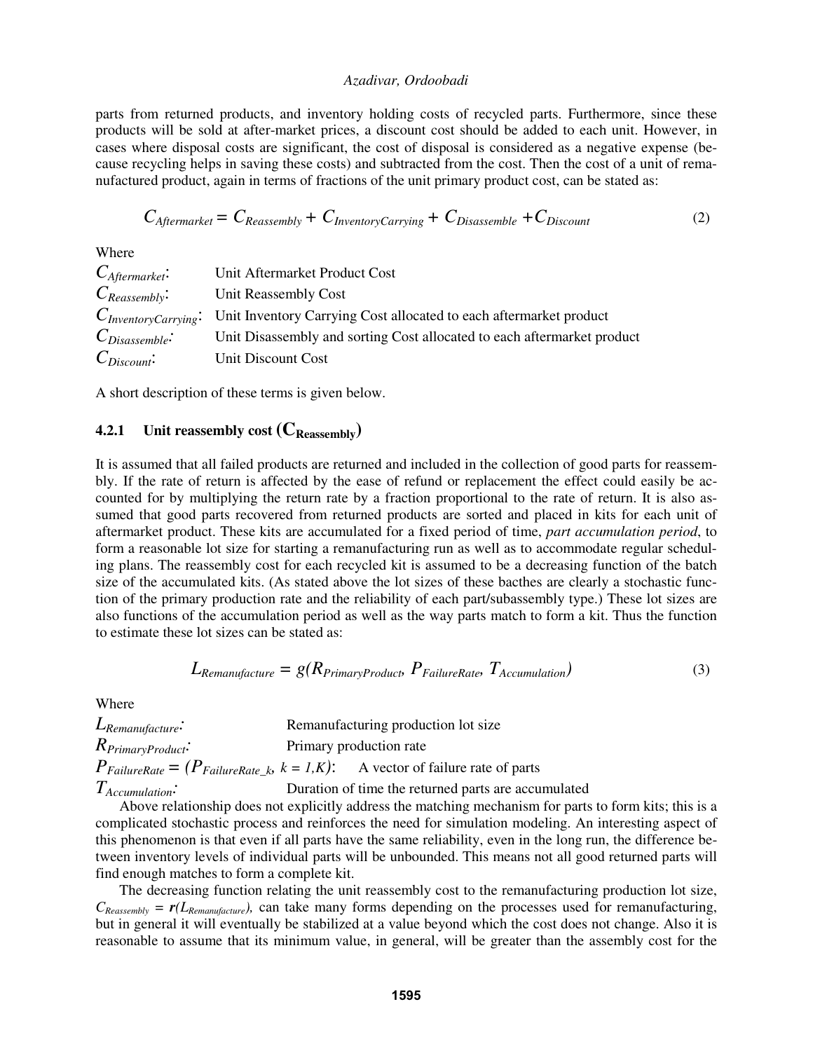parts from returned products, and inventory holding costs of recycled parts. Furthermore, since these products will be sold at after-market prices, a discount cost should be added to each unit. However, in cases where disposal costs are significant, the cost of disposal is considered as a negative expense (because recycling helps in saving these costs) and subtracted from the cost. Then the cost of a unit of remanufactured product, again in terms of fractions of the unit primary product cost, can be stated as:

$$C_{Aftermarket} = C_{Reassembly} + C_{InventoryCarrying} + C_{Disassemble} + C_{Discount} \tag{2}$$

Where

| | |
|---|---|
| $C_{Aftermarket}$: | Unit Aftermarket Product Cost |
| $C_{Reassembly}$: | Unit Reassembly Cost |
| $C_{InventoryCarrying}$: | Unit Inventory Carrying Cost allocated to each aftermarket product |
| $C_{Disassemble}$: | Unit Disassembly and sorting Cost allocated to each aftermarket product |
| $C_{Discount}$: | Unit Discount Cost |

A short description of these terms is given below.

### 4.2.1 Unit reassembly cost ($C_{Reassembly}$)

It is assumed that all failed products are returned and included in the collection of good parts for reassembly. If the rate of return is affected by the ease of refund or replacement the effect could easily be accounted for by multiplying the return rate by a fraction proportional to the rate of return. It is also assumed that good parts recovered from returned products are sorted and placed in kits for each unit of aftermarket product. These kits are accumulated for a fixed period of time, *part accumulation period*, to form a reasonable lot size for starting a remanufacturing run as well as to accommodate regular scheduling plans. The reassembly cost for each recycled kit is assumed to be a decreasing function of the batch size of the accumulated kits. (As stated above the lot sizes of these bacthes are clearly a stochastic function of the primary production rate and the reliability of each part/subassembly type.) These lot sizes are also functions of the accumulation period as well as the way parts match to form a kit. Thus the function to estimate these lot sizes can be stated as:

$$L_{Remanufacture} = g(R_{PrimaryProduct}, P_{FailureRate}, T_{Accumulation}) \tag{3}$$

Where

| | |
|---|---|
| $L_{Remanufacture}$: | Remanufacturing production lot size |
| $R_{PrimaryProduct}$: | Primary production rate |
| $P_{FailureRate} = (P_{FailureRate\_k},\ k = 1,K)$: | A vector of failure rate of parts |
| $T_{Accumulation}$: | Duration of time the returned parts are accumulated |

Above relationship does not explicitly address the matching mechanism for parts to form kits; this is a complicated stochastic process and reinforces the need for simulation modeling. An interesting aspect of this phenomenon is that even if all parts have the same reliability, even in the long run, the difference between inventory levels of individual parts will be unbounded. This means not all good returned parts will find enough matches to form a complete kit.

The decreasing function relating the unit reassembly cost to the remanufacturing production lot size, $C_{Reassembly} = \boldsymbol{r}(L_{Remanufacture})$, can take many forms depending on the processes used for remanufacturing, but in general it will eventually be stabilized at a value beyond which the cost does not change. Also it is reasonable to assume that its minimum value, in general, will be greater than the assembly cost for the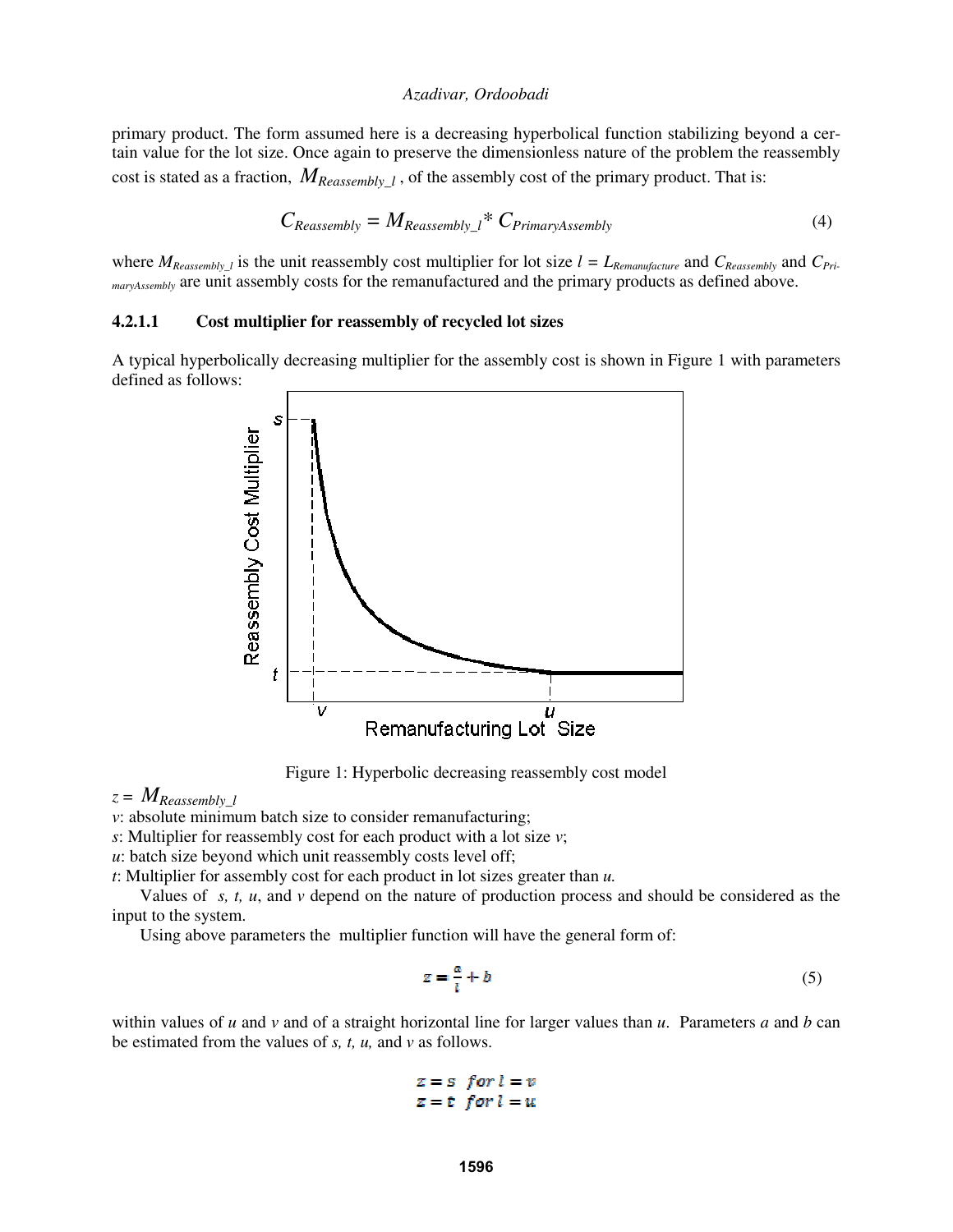primary product. The form assumed here is a decreasing hyperbolical function stabilizing beyond a certain value for the lot size. Once again to preserve the dimensionless nature of the problem the reassembly cost is stated as a fraction, $M_{Reassembly\_l}$, of the assembly cost of the primary product. That is:

$$C_{Reassembly} = M_{Reassembly\_l} * C_{PrimaryAssembly} \tag{4}$$

where $M_{Reassembly\_l}$ is the unit reassembly cost multiplier for lot size $l = L_{Remanufacture}$ and $C_{Reassembly}$ and $C_{PrimaryAssembly}$ are unit assembly costs for the remanufactured and the primary products as defined above.

#### 4.2.1.1 Cost multiplier for reassembly of recycled lot sizes

A typical hyperbolically decreasing multiplier for the assembly cost is shown in Figure 1 with parameters defined as follows:

Figure 1: Hyperbolic decreasing reassembly cost model

$z = M_{Reassembly\_l}$

$v$: absolute minimum batch size to consider remanufacturing;

$s$: Multiplier for reassembly cost for each product with a lot size $v$;

$u$: batch size beyond which unit reassembly costs level off;

$t$: Multiplier for assembly cost for each product in lot sizes greater than $u$.

Values of $s$, $t$, $u$, and $v$ depend on the nature of production process and should be considered as the input to the system.

Using above parameters the multiplier function will have the general form of:

$$z = \frac{a}{l} + b \tag{5}$$

within values of $u$ and $v$ and of a straight horizontal line for larger values than $u$. Parameters $a$ and $b$ can be estimated from the values of $s$, $t$, $u$, and $v$ as follows.

$$z = s \quad for\ l = v$$
$$z = t \quad for\ l = u$$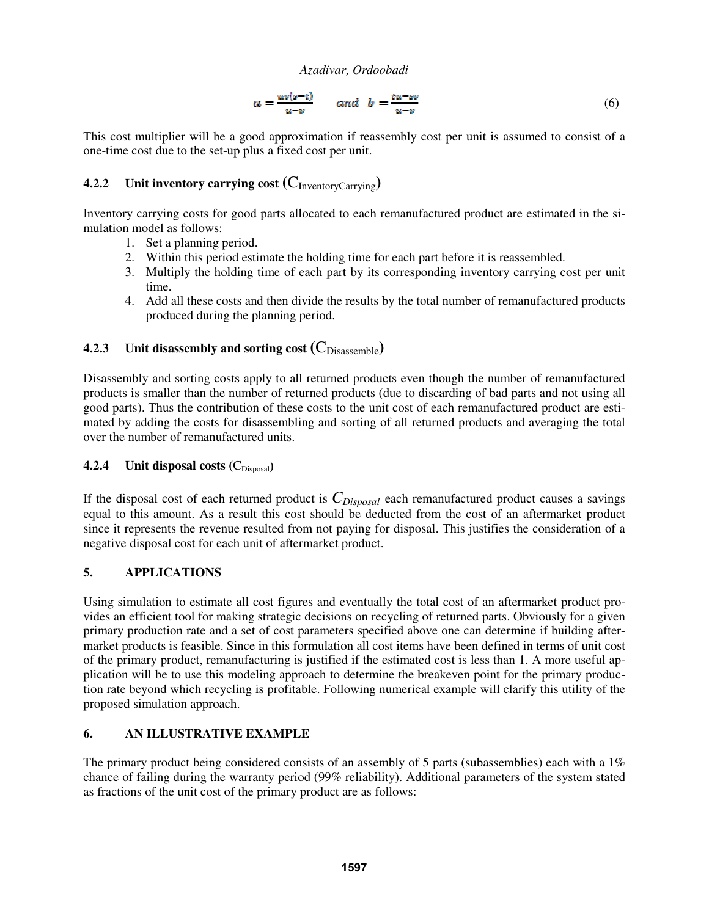$$a = \frac{uv(s-t)}{u-v} \quad and \quad b = \frac{tu-sv}{u-v} \tag{6}$$

This cost multiplier will be a good approximation if reassembly cost per unit is assumed to consist of a one-time cost due to the set-up plus a fixed cost per unit.

### 4.2.2 Unit inventory carrying cost ($C_{InventoryCarrying}$)

Inventory carrying costs for good parts allocated to each remanufactured product are estimated in the simulation model as follows:

1. Set a planning period.
2. Within this period estimate the holding time for each part before it is reassembled.
3. Multiply the holding time of each part by its corresponding inventory carrying cost per unit time.
4. Add all these costs and then divide the results by the total number of remanufactured products produced during the planning period.

### 4.2.3 Unit disassembly and sorting cost ($C_{Disassemble}$)

Disassembly and sorting costs apply to all returned products even though the number of remanufactured products is smaller than the number of returned products (due to discarding of bad parts and not using all good parts). Thus the contribution of these costs to the unit cost of each remanufactured product are estimated by adding the costs for disassembling and sorting of all returned products and averaging the total over the number of remanufactured units.

### 4.2.4 Unit disposal costs ($C_{Disposal}$)

If the disposal cost of each returned product is $C_{Disposal}$ each remanufactured product causes a savings equal to this amount. As a result this cost should be deducted from the cost of an aftermarket product since it represents the revenue resulted from not paying for disposal. This justifies the consideration of a negative disposal cost for each unit of aftermarket product.

## 5. APPLICATIONS

Using simulation to estimate all cost figures and eventually the total cost of an aftermarket product provides an efficient tool for making strategic decisions on recycling of returned parts. Obviously for a given primary production rate and a set of cost parameters specified above one can determine if building aftermarket products is feasible. Since in this formulation all cost items have been defined in terms of unit cost of the primary product, remanufacturing is justified if the estimated cost is less than 1. A more useful application will be to use this modeling approach to determine the breakeven point for the primary production rate beyond which recycling is profitable. Following numerical example will clarify this utility of the proposed simulation approach.

## 6. AN ILLUSTRATIVE EXAMPLE

The primary product being considered consists of an assembly of 5 parts (subassemblies) each with a 1% chance of failing during the warranty period (99% reliability). Additional parameters of the system stated as fractions of the unit cost of the primary product are as follows: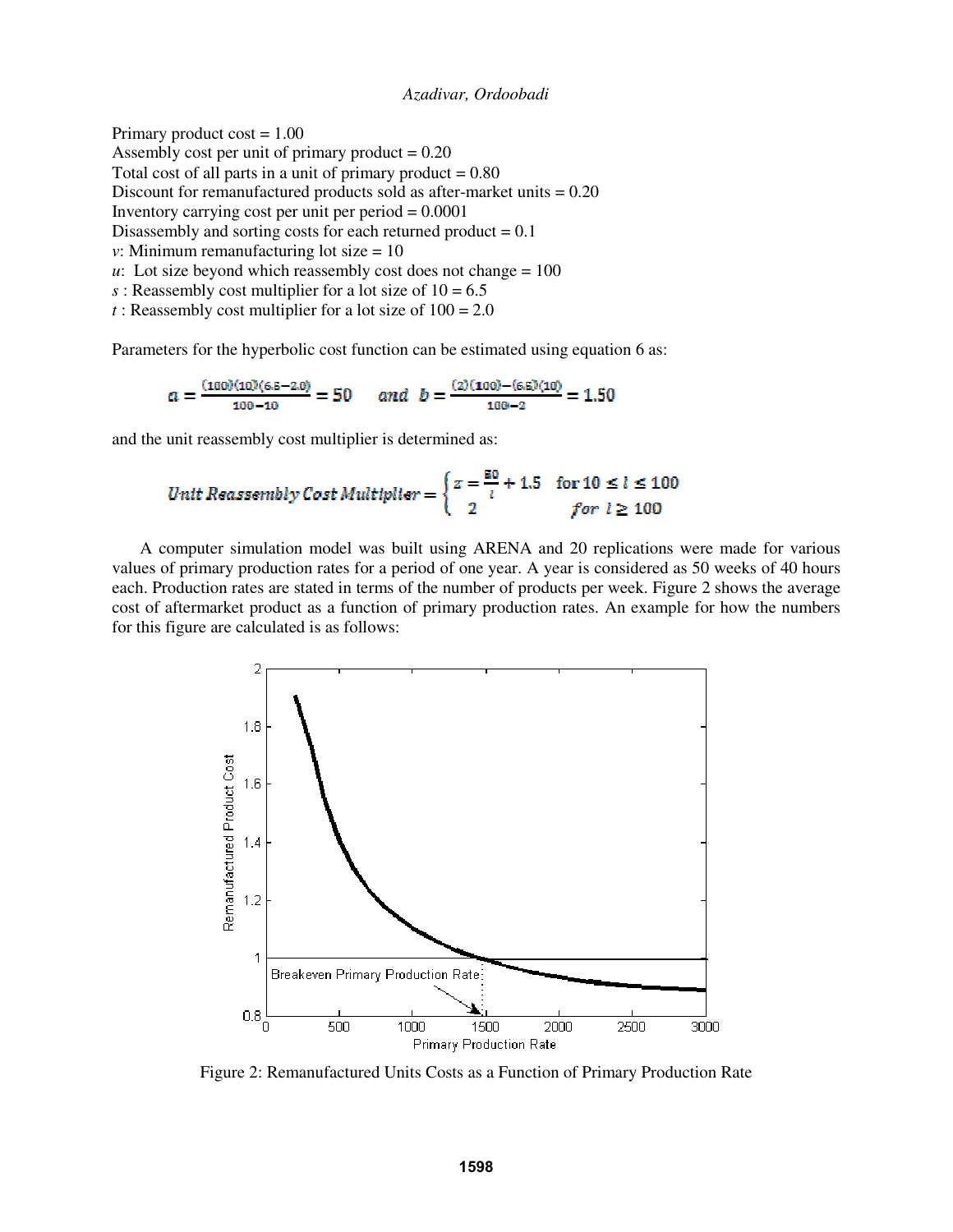Primary product cost = 1.00
Assembly cost per unit of primary product = 0.20
Total cost of all parts in a unit of primary product = 0.80
Discount for remanufactured products sold as after-market units = 0.20
Inventory carrying cost per unit per period = 0.0001
Disassembly and sorting costs for each returned product = 0.1
*v*: Minimum remanufacturing lot size = 10
*u*: Lot size beyond which reassembly cost does not change = 100
*s* : Reassembly cost multiplier for a lot size of 10 = 6.5
*t* : Reassembly cost multiplier for a lot size of 100 = 2.0

Parameters for the hyperbolic cost function can be estimated using equation 6 as:

$$a = \frac{(100)(10)(6.5-2.0)}{100-10} = 50 \quad \text{and} \quad b = \frac{(2)(100)-(6.5)(10)}{100-2} = 1.50$$

and the unit reassembly cost multiplier is determined as:

$$\textit{Unit Reassembly Cost Multiplier} = \begin{cases} z = \frac{50}{l} + 1.5 & \text{for } 10 \leq l \leq 100 \\ 2 & \textit{for } l \geq 100 \end{cases}$$

A computer simulation model was built using ARENA and 20 replications were made for various values of primary production rates for a period of one year. A year is considered as 50 weeks of 40 hours each. Production rates are stated in terms of the number of products per week. Figure 2 shows the average cost of aftermarket product as a function of primary production rates. An example for how the numbers for this figure are calculated is as follows:

Figure 2: Remanufactured Units Costs as a Function of Primary Production Rate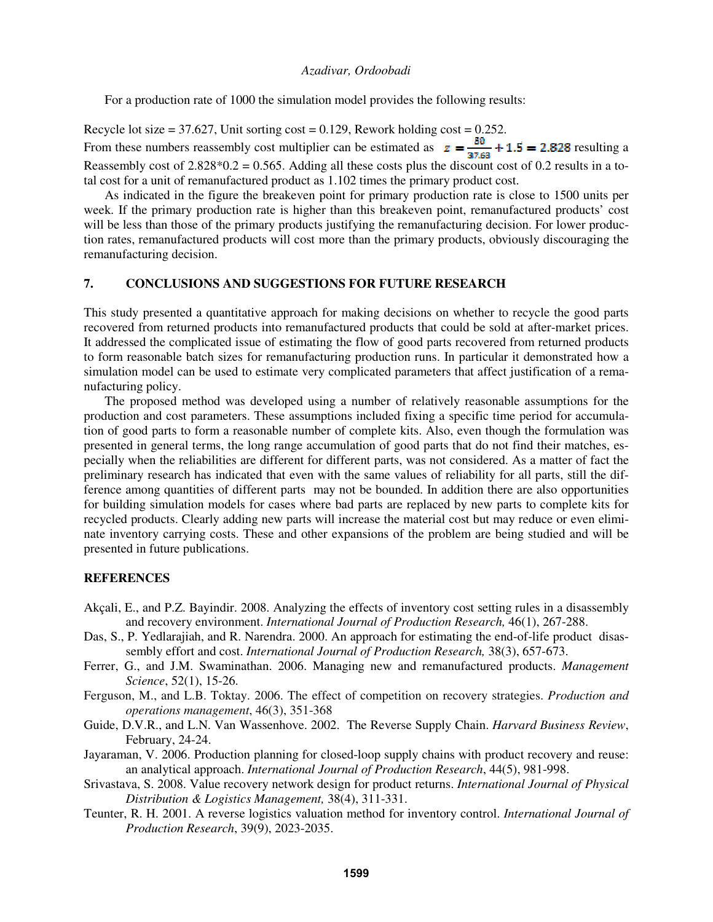For a production rate of 1000 the simulation model provides the following results:

Recycle lot size = 37.627, Unit sorting cost = 0.129, Rework holding cost = 0.252.
From these numbers reassembly cost multiplier can be estimated as $z = \frac{50}{37.63} + 1.5 = 2.828$ resulting a Reassembly cost of 2.828*0.2 = 0.565. Adding all these costs plus the discount cost of 0.2 results in a total cost for a unit of remanufactured product as 1.102 times the primary product cost.

As indicated in the figure the breakeven point for primary production rate is close to 1500 units per week. If the primary production rate is higher than this breakeven point, remanufactured products' cost will be less than those of the primary products justifying the remanufacturing decision. For lower production rates, remanufactured products will cost more than the primary products, obviously discouraging the remanufacturing decision.

## 7. CONCLUSIONS AND SUGGESTIONS FOR FUTURE RESEARCH

This study presented a quantitative approach for making decisions on whether to recycle the good parts recovered from returned products into remanufactured products that could be sold at after-market prices. It addressed the complicated issue of estimating the flow of good parts recovered from returned products to form reasonable batch sizes for remanufacturing production runs. In particular it demonstrated how a simulation model can be used to estimate very complicated parameters that affect justification of a remanufacturing policy.

The proposed method was developed using a number of relatively reasonable assumptions for the production and cost parameters. These assumptions included fixing a specific time period for accumulation of good parts to form a reasonable number of complete kits. Also, even though the formulation was presented in general terms, the long range accumulation of good parts that do not find their matches, especially when the reliabilities are different for different parts, was not considered. As a matter of fact the preliminary research has indicated that even with the same values of reliability for all parts, still the difference among quantities of different parts may not be bounded. In addition there are also opportunities for building simulation models for cases where bad parts are replaced by new parts to complete kits for recycled products. Clearly adding new parts will increase the material cost but may reduce or even eliminate inventory carrying costs. These and other expansions of the problem are being studied and will be presented in future publications.

## REFERENCES

Akçali, E., and P.Z. Bayindir. 2008. Analyzing the effects of inventory cost setting rules in a disassembly and recovery environment. *International Journal of Production Research,* 46(1), 267-288.

Das, S., P. Yedlarajiah, and R. Narendra. 2000. An approach for estimating the end-of-life product disassembly effort and cost. *International Journal of Production Research,* 38(3), 657-673.

Ferrer, G., and J.M. Swaminathan. 2006. Managing new and remanufactured products. *Management Science*, 52(1), 15-26.

Ferguson, M., and L.B. Toktay. 2006. The effect of competition on recovery strategies. *Production and operations management*, 46(3), 351-368

Guide, D.V.R., and L.N. Van Wassenhove. 2002. The Reverse Supply Chain. *Harvard Business Review*, February, 24-24.

Jayaraman, V. 2006. Production planning for closed-loop supply chains with product recovery and reuse: an analytical approach. *International Journal of Production Research*, 44(5), 981-998.

Srivastava, S. 2008. Value recovery network design for product returns. *International Journal of Physical Distribution & Logistics Management,* 38(4), 311-331.

Teunter, R. H. 2001. A reverse logistics valuation method for inventory control. *International Journal of Production Research*, 39(9), 2023-2035.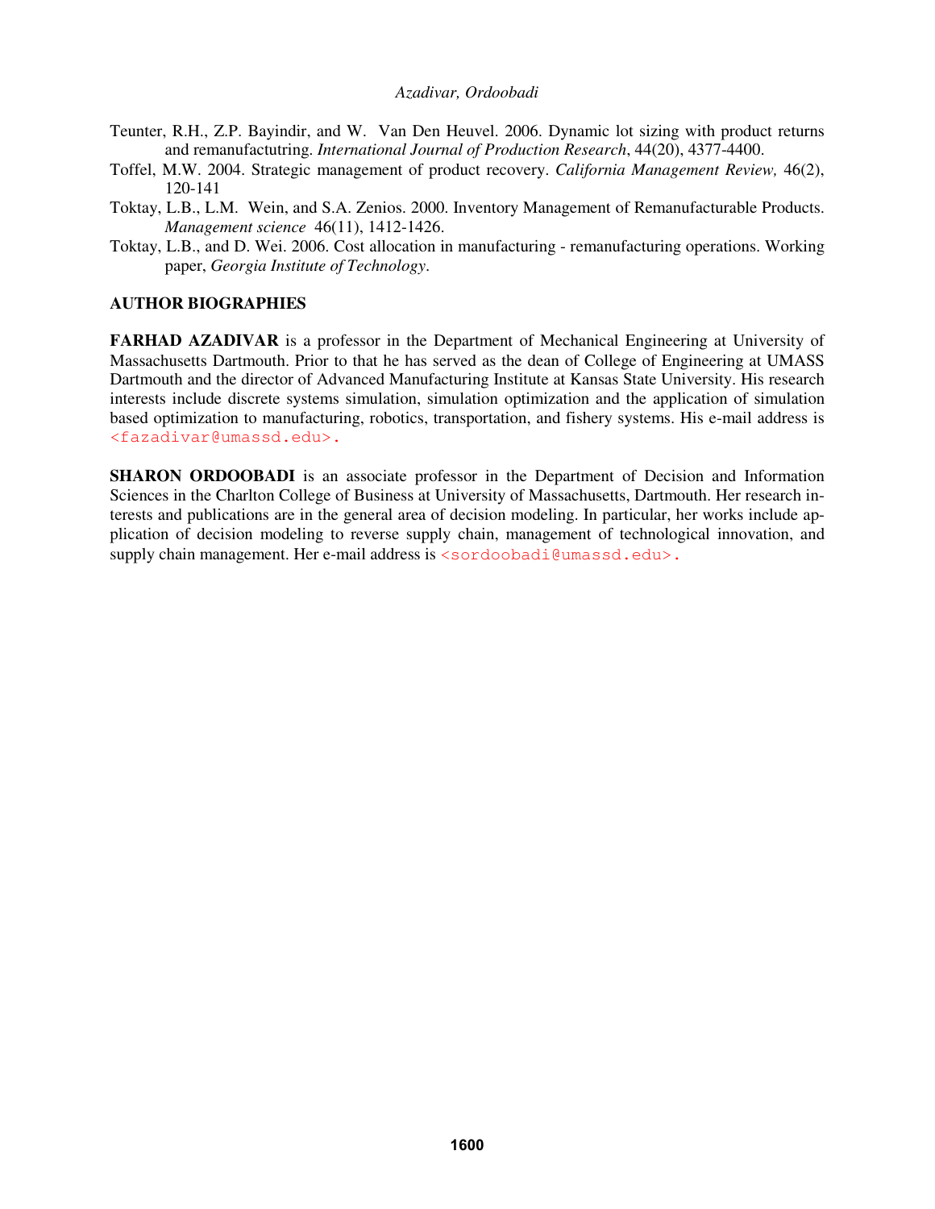Teunter, R.H., Z.P. Bayindir, and W. Van Den Heuvel. 2006. Dynamic lot sizing with product returns and remanufactutring. *International Journal of Production Research*, 44(20), 4377-4400.

Toffel, M.W. 2004. Strategic management of product recovery. *California Management Review,* 46(2), 120-141

Toktay, L.B., L.M. Wein, and S.A. Zenios. 2000. Inventory Management of Remanufacturable Products. *Management science* 46(11), 1412-1426.

Toktay, L.B., and D. Wei. 2006. Cost allocation in manufacturing - remanufacturing operations. Working paper, *Georgia Institute of Technology*.

## AUTHOR BIOGRAPHIES

**FARHAD AZADIVAR** is a professor in the Department of Mechanical Engineering at University of Massachusetts Dartmouth. Prior to that he has served as the dean of College of Engineering at UMASS Dartmouth and the director of Advanced Manufacturing Institute at Kansas State University. His research interests include discrete systems simulation, simulation optimization and the application of simulation based optimization to manufacturing, robotics, transportation, and fishery systems. His e-mail address is <fazadivar@umassd.edu>.

**SHARON ORDOOBADI** is an associate professor in the Department of Decision and Information Sciences in the Charlton College of Business at University of Massachusetts, Dartmouth. Her research interests and publications are in the general area of decision modeling. In particular, her works include application of decision modeling to reverse supply chain, management of technological innovation, and supply chain management. Her e-mail address is <sordoobadi@umassd.edu>.